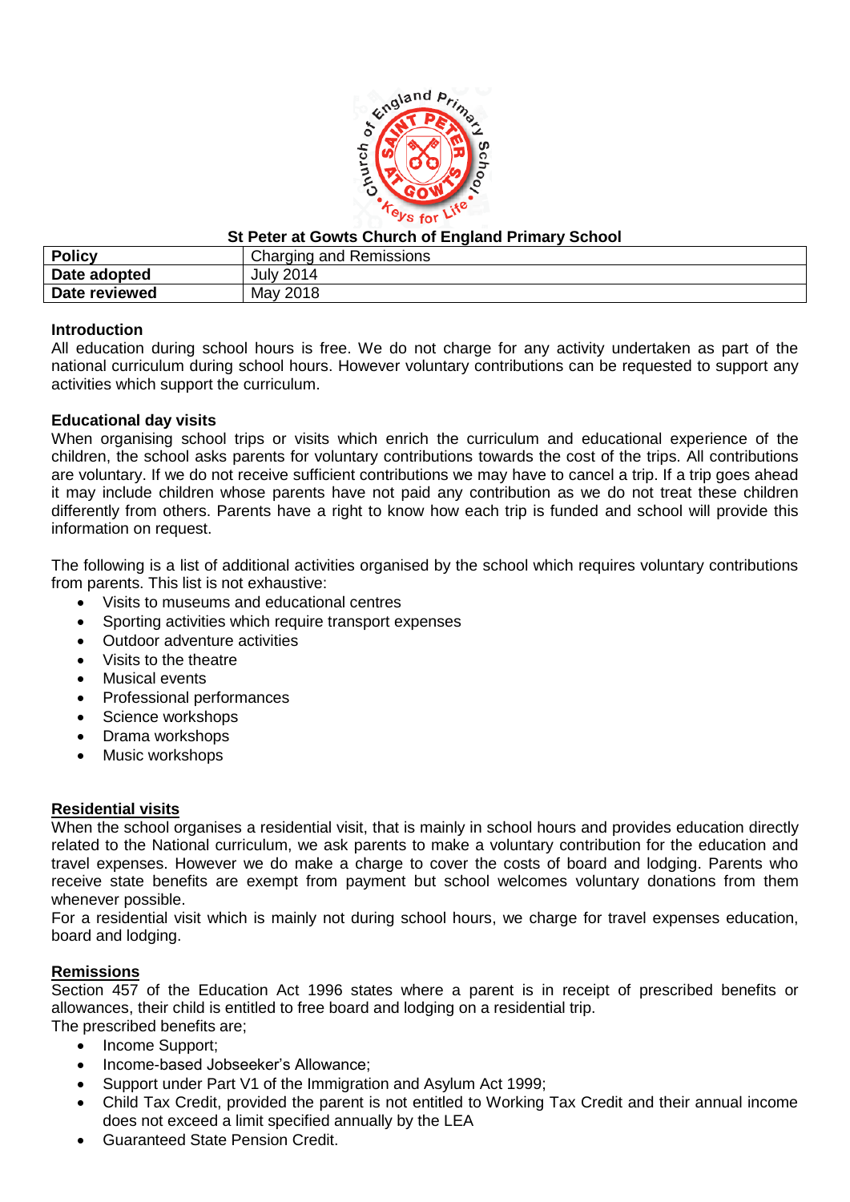**St Peter at Gowts Church of England Primary School**

| | |
|---|---|
| **Policy** | Charging and Remissions |
| **Date adopted** | July 2014 |
| **Date reviewed** | May 2018 |

**Introduction**

All education during school hours is free. We do not charge for any activity undertaken as part of the national curriculum during school hours. However voluntary contributions can be requested to support any activities which support the curriculum.

**Educational day visits**

When organising school trips or visits which enrich the curriculum and educational experience of the children, the school asks parents for voluntary contributions towards the cost of the trips. All contributions are voluntary. If we do not receive sufficient contributions we may have to cancel a trip. If a trip goes ahead it may include children whose parents have not paid any contribution as we do not treat these children differently from others. Parents have a right to know how each trip is funded and school will provide this information on request.

The following is a list of additional activities organised by the school which requires voluntary contributions from parents. This list is not exhaustive:

- Visits to museums and educational centres
- Sporting activities which require transport expenses
- Outdoor adventure activities
- Visits to the theatre
- Musical events
- Professional performances
- Science workshops
- Drama workshops
- Music workshops

**Residential visits**

When the school organises a residential visit, that is mainly in school hours and provides education directly related to the National curriculum, we ask parents to make a voluntary contribution for the education and travel expenses. However we do make a charge to cover the costs of board and lodging. Parents who receive state benefits are exempt from payment but school welcomes voluntary donations from them whenever possible.

For a residential visit which is mainly not during school hours, we charge for travel expenses education, board and lodging.

**Remissions**

Section 457 of the Education Act 1996 states where a parent is in receipt of prescribed benefits or allowances, their child is entitled to free board and lodging on a residential trip.

The prescribed benefits are;

- Income Support;
- Income-based Jobseeker's Allowance;
- Support under Part V1 of the Immigration and Asylum Act 1999;
- Child Tax Credit, provided the parent is not entitled to Working Tax Credit and their annual income does not exceed a limit specified annually by the LEA
- Guaranteed State Pension Credit.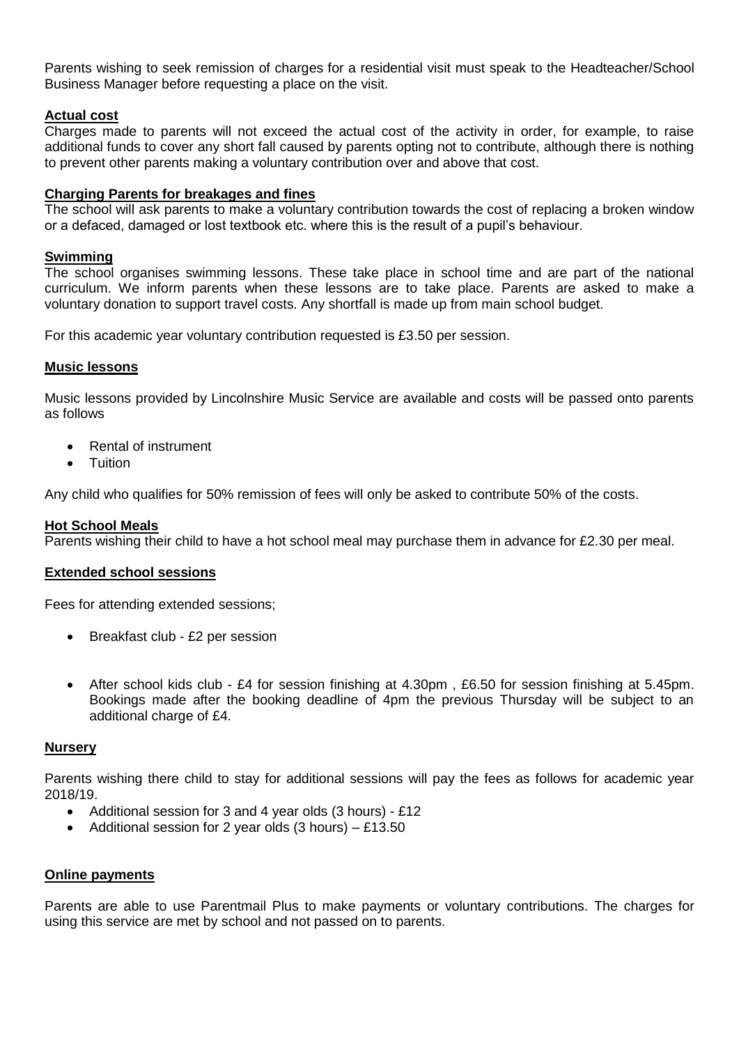Parents wishing to seek remission of charges for a residential visit must speak to the Headteacher/School Business Manager before requesting a place on the visit.

**Actual cost**

Charges made to parents will not exceed the actual cost of the activity in order, for example, to raise additional funds to cover any short fall caused by parents opting not to contribute, although there is nothing to prevent other parents making a voluntary contribution over and above that cost.

**Charging Parents for breakages and fines**

The school will ask parents to make a voluntary contribution towards the cost of replacing a broken window or a defaced, damaged or lost textbook etc. where this is the result of a pupil's behaviour.

**Swimming**

The school organises swimming lessons. These take place in school time and are part of the national curriculum. We inform parents when these lessons are to take place. Parents are asked to make a voluntary donation to support travel costs. Any shortfall is made up from main school budget.

For this academic year voluntary contribution requested is £3.50 per session.

**Music lessons**

Music lessons provided by Lincolnshire Music Service are available and costs will be passed onto parents as follows

- Rental of instrument
- Tuition

Any child who qualifies for 50% remission of fees will only be asked to contribute 50% of the costs.

**Hot School Meals**

Parents wishing their child to have a hot school meal may purchase them in advance for £2.30 per meal.

**Extended school sessions**

Fees for attending extended sessions;

- Breakfast club - £2 per session
- After school kids club - £4 for session finishing at 4.30pm , £6.50 for session finishing at 5.45pm. Bookings made after the booking deadline of 4pm the previous Thursday will be subject to an additional charge of £4.

**Nursery**

Parents wishing there child to stay for additional sessions will pay the fees as follows for academic year 2018/19.

- Additional session for 3 and 4 year olds (3 hours) - £12
- Additional session for 2 year olds (3 hours) – £13.50

**Online payments**

Parents are able to use Parentmail Plus to make payments or voluntary contributions. The charges for using this service are met by school and not passed on to parents.